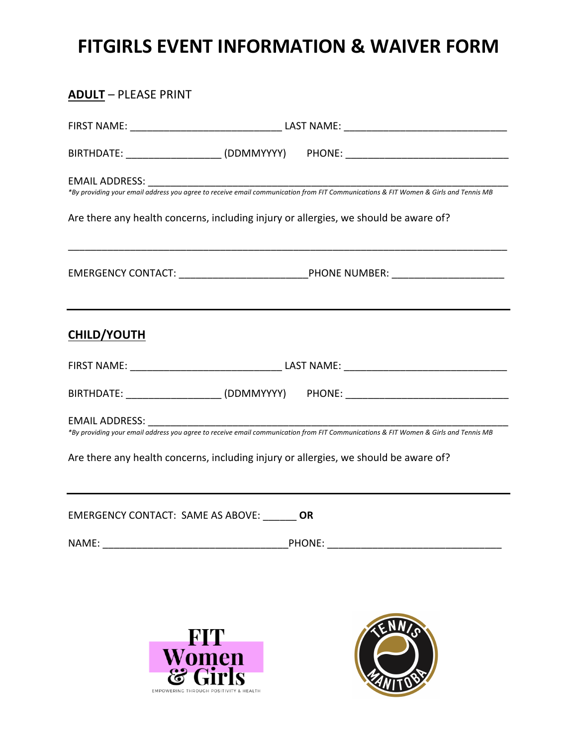# FITGIRLS EVENT INFORMATION & WAIVER FORM

**ADULT** – PLEASE PRINT

FIRST NAME: ___________________________ LAST NAME: ____________________________

BIRTHDATE: _________________ (DDMMYYYY) PHONE: _____________________________

EMAIL ADDRESS: ________________________________________________________________

*\*By providing your email address you agree to receive email communication from FIT Communications & FIT Women & Girls and Tennis MB*

Are there any health concerns, including injury or allergies, we should be aware of?

_______________________________________________________________________________

EMERGENCY CONTACT: _______________________PHONE NUMBER: ____________________

---

**CHILD/YOUTH**

FIRST NAME: ___________________________ LAST NAME: ____________________________

BIRTHDATE: _________________ (DDMMYYYY) PHONE: _____________________________

EMAIL ADDRESS: ________________________________________________________________

*\*By providing your email address you agree to receive email communication from FIT Communications & FIT Women & Girls and Tennis MB*

Are there any health concerns, including injury or allergies, we should be aware of?

---

EMERGENCY CONTACT: SAME AS ABOVE: ______ **OR**

NAME: _________________________________PHONE: ______________________________

FIT Women & Girls
EMPOWERING THROUGH POSITIVITY & HEALTH

TENNIS MANITOBA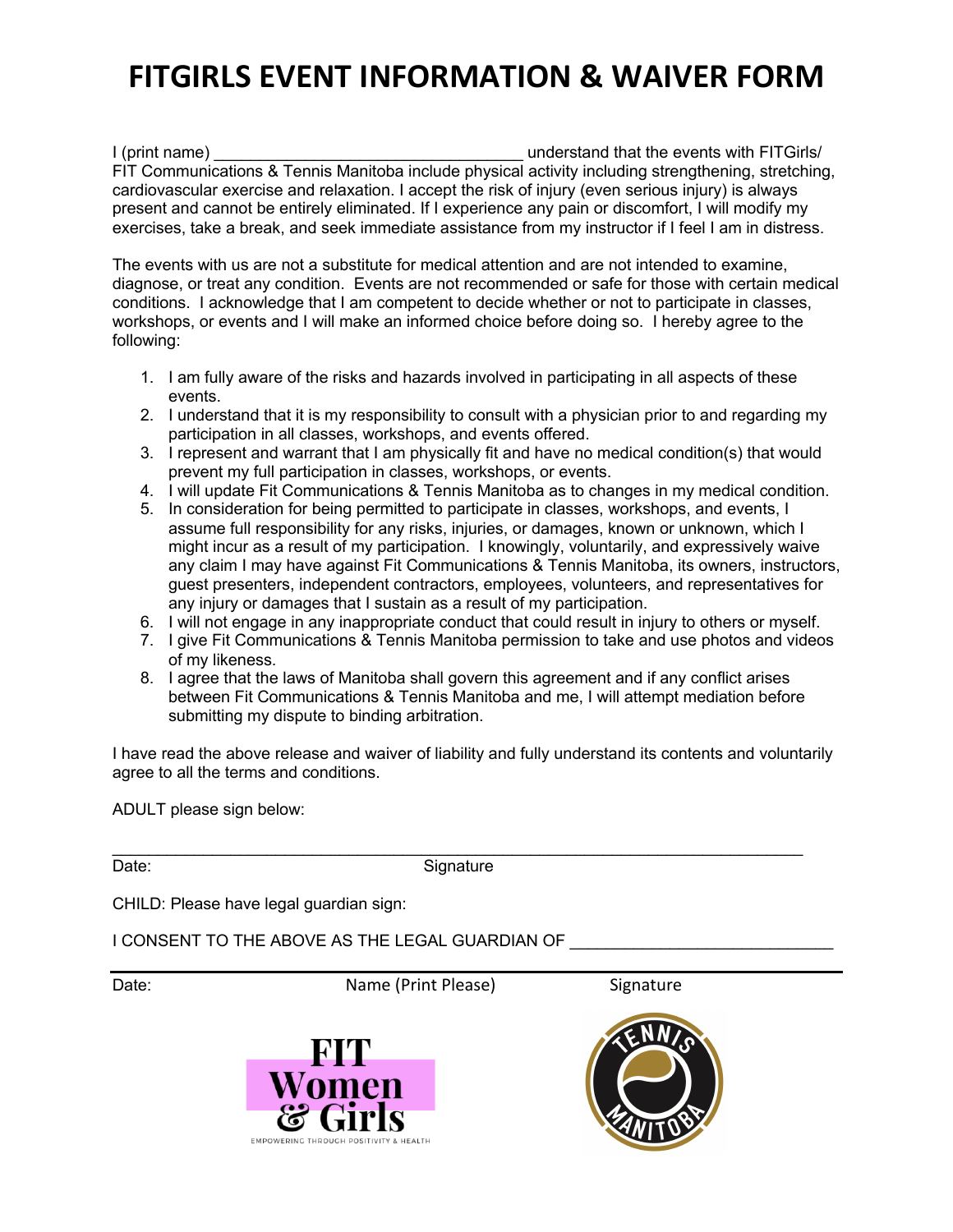# FITGIRLS EVENT INFORMATION & WAIVER FORM

I (print name) ________________________________ understand that the events with FITGirls/ FIT Communications & Tennis Manitoba include physical activity including strengthening, stretching, cardiovascular exercise and relaxation. I accept the risk of injury (even serious injury) is always present and cannot be entirely eliminated. If I experience any pain or discomfort, I will modify my exercises, take a break, and seek immediate assistance from my instructor if I feel I am in distress.

The events with us are not a substitute for medical attention and are not intended to examine, diagnose, or treat any condition. Events are not recommended or safe for those with certain medical conditions. I acknowledge that I am competent to decide whether or not to participate in classes, workshops, or events and I will make an informed choice before doing so. I hereby agree to the following:

1. I am fully aware of the risks and hazards involved in participating in all aspects of these events.
2. I understand that it is my responsibility to consult with a physician prior to and regarding my participation in all classes, workshops, and events offered.
3. I represent and warrant that I am physically fit and have no medical condition(s) that would prevent my full participation in classes, workshops, or events.
4. I will update Fit Communications & Tennis Manitoba as to changes in my medical condition.
5. In consideration for being permitted to participate in classes, workshops, and events, I assume full responsibility for any risks, injuries, or damages, known or unknown, which I might incur as a result of my participation. I knowingly, voluntarily, and expressively waive any claim I may have against Fit Communications & Tennis Manitoba, its owners, instructors, guest presenters, independent contractors, employees, volunteers, and representatives for any injury or damages that I sustain as a result of my participation.
6. I will not engage in any inappropriate conduct that could result in injury to others or myself.
7. I give Fit Communications & Tennis Manitoba permission to take and use photos and videos of my likeness.
8. I agree that the laws of Manitoba shall govern this agreement and if any conflict arises between Fit Communications & Tennis Manitoba and me, I will attempt mediation before submitting my dispute to binding arbitration.

I have read the above release and waiver of liability and fully understand its contents and voluntarily agree to all the terms and conditions.

ADULT please sign below:

______________________________________________________________________________

Date: Signature

CHILD: Please have legal guardian sign:

I CONSENT TO THE ABOVE AS THE LEGAL GUARDIAN OF ____________________________

______________________________________________________________________________

Date: Name (Print Please) Signature